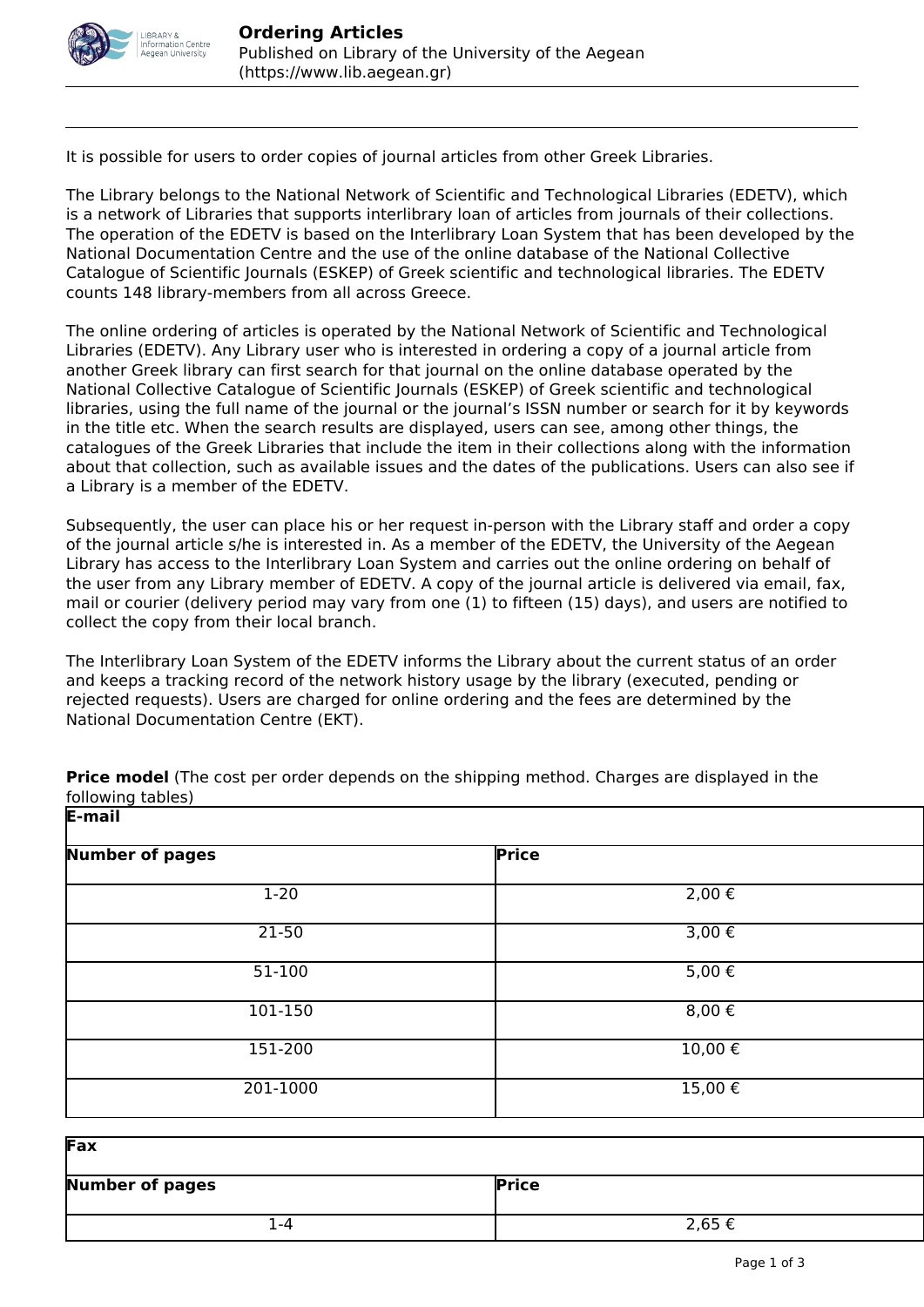It is possible for users to order copies of journal articles from other Greek Libraries.

The Library belongs to the National Network of Scientific and Technological Libraries (EDETV), which is a network of Libraries that supports interlibrary loan of articles from journals of their collections. The operation of the EDETV is based on the Interlibrary Loan System that has been developed by the National Documentation Centre and the use of the online database of the National Collective Catalogue of Scientific Journals (ESKEP) of Greek scientific and technological libraries. The EDETV counts 148 library-members from all across Greece.

The online ordering of articles is operated by the National Network of Scientific and Technological Libraries (EDETV). Any Library user who is interested in ordering a copy of a journal article from another Greek library can first search for that journal on the online database operated by the National Collective Catalogue of Scientific Journals (ESKEP) of Greek scientific and technological libraries, using the full name of the journal or the journal's ISSN number or search for it by keywords in the title etc. When the search results are displayed, users can see, among other things, the catalogues of the Greek Libraries that include the item in their collections along with the information about that collection, such as available issues and the dates of the publications. Users can also see if a Library is a member of the EDETV.

Subsequently, the user can place his or her request in-person with the Library staff and order a copy of the journal article s/he is interested in. As a member of the EDETV, the University of the Aegean Library has access to the Interlibrary Loan System and carries out the online ordering on behalf of the user from any Library member of EDETV. A copy of the journal article is delivered via email, fax, mail or courier (delivery period may vary from one (1) to fifteen (15) days), and users are notified to collect the copy from their local branch.

The Interlibrary Loan System of the EDETV informs the Library about the current status of an order and keeps a tracking record of the network history usage by the library (executed, pending or rejected requests). Users are charged for online ordering and the fees are determined by the National Documentation Centre (EKT).

**Price model** (The cost per order depends on the shipping method. Charges are displayed in the following tables)

| **E-mail** | |
|---|---|
| **Number of pages** | **Price** |
| 1-20 | 2,00 € |
| 21-50 | 3,00 € |
| 51-100 | 5,00 € |
| 101-150 | 8,00 € |
| 151-200 | 10,00 € |
| 201-1000 | 15,00 € |

| **Fax** | |
|---|---|
| **Number of pages** | **Price** |
| 1-4 | 2,65 € |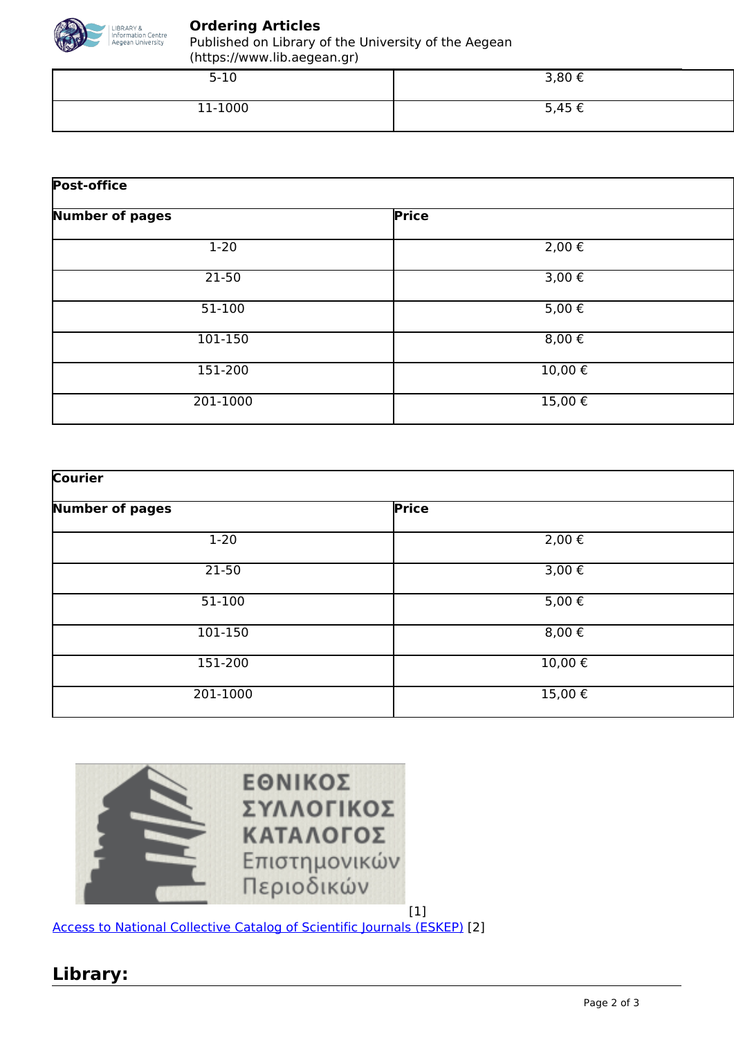| 5-10 | 3,80 € |
|---|---|
| 11-1000 | 5,45 € |

| Post-office | |
|---|---|
| **Number of pages** | **Price** |
| 1-20 | 2,00 € |
| 21-50 | 3,00 € |
| 51-100 | 5,00 € |
| 101-150 | 8,00 € |
| 151-200 | 10,00 € |
| 201-1000 | 15,00 € |

| Courier | |
|---|---|
| **Number of pages** | **Price** |
| 1-20 | 2,00 € |
| 21-50 | 3,00 € |
| 51-100 | 5,00 € |
| 101-150 | 8,00 € |
| 151-200 | 10,00 € |
| 201-1000 | 15,00 € |

[1]
Access to National Collective Catalog of Scientific Journals (ESKEP) [2]

## Library: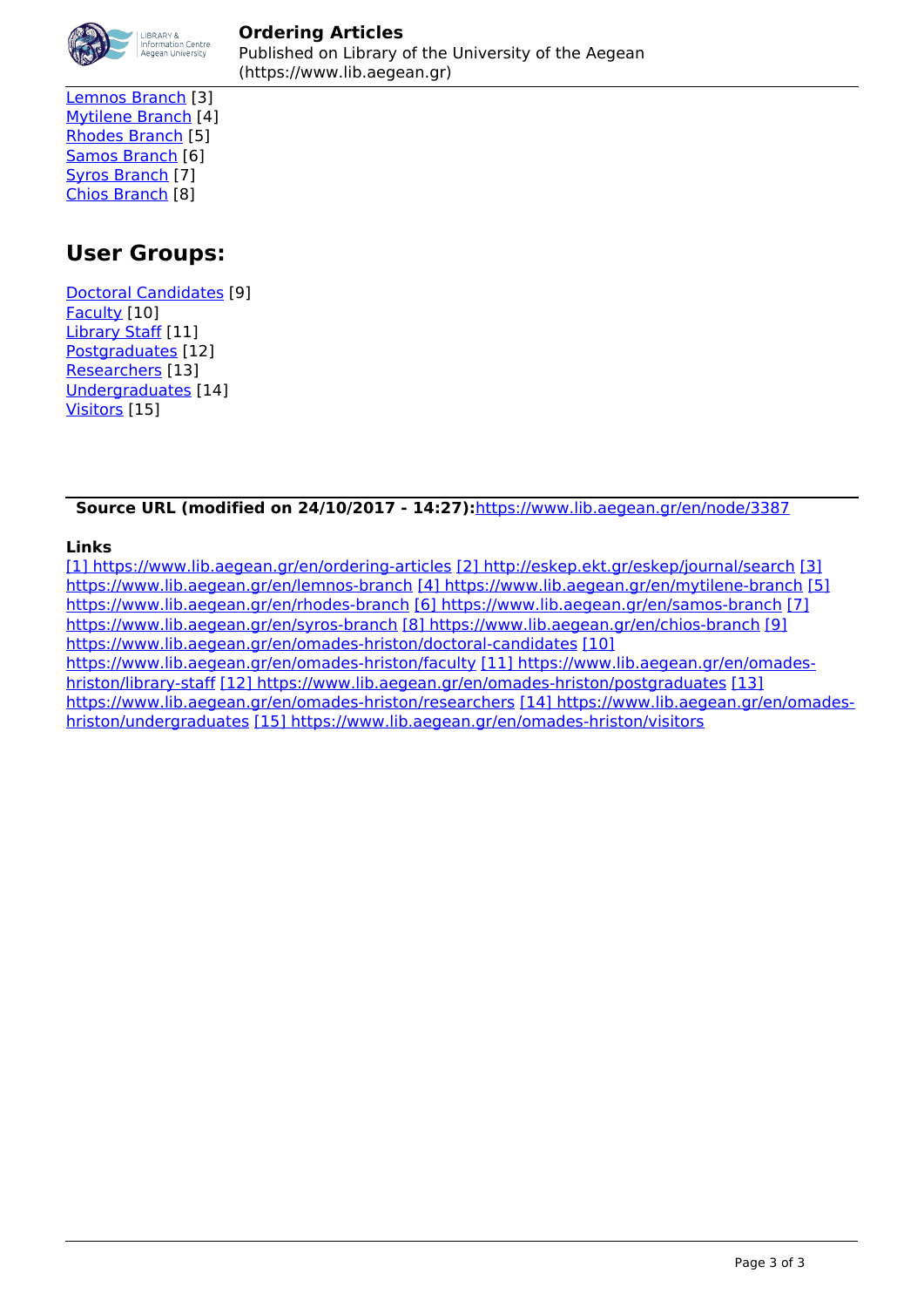Lemnos Branch [3]
Mytilene Branch [4]
Rhodes Branch [5]
Samos Branch [6]
Syros Branch [7]
Chios Branch [8]

## User Groups:

Doctoral Candidates [9]
Faculty [10]
Library Staff [11]
Postgraduates [12]
Researchers [13]
Undergraduates [14]
Visitors [15]

**Source URL (modified on 24/10/2017 - 14:27):**https://www.lib.aegean.gr/en/node/3387

**Links**
[1] https://www.lib.aegean.gr/en/ordering-articles [2] http://eskep.ekt.gr/eskep/journal/search [3] https://www.lib.aegean.gr/en/lemnos-branch [4] https://www.lib.aegean.gr/en/mytilene-branch [5] https://www.lib.aegean.gr/en/rhodes-branch [6] https://www.lib.aegean.gr/en/samos-branch [7] https://www.lib.aegean.gr/en/syros-branch [8] https://www.lib.aegean.gr/en/chios-branch [9] https://www.lib.aegean.gr/en/omades-hriston/doctoral-candidates [10] https://www.lib.aegean.gr/en/omades-hriston/faculty [11] https://www.lib.aegean.gr/en/omades-hriston/library-staff [12] https://www.lib.aegean.gr/en/omades-hriston/postgraduates [13] https://www.lib.aegean.gr/en/omades-hriston/researchers [14] https://www.lib.aegean.gr/en/omades-hriston/undergraduates [15] https://www.lib.aegean.gr/en/omades-hriston/visitors